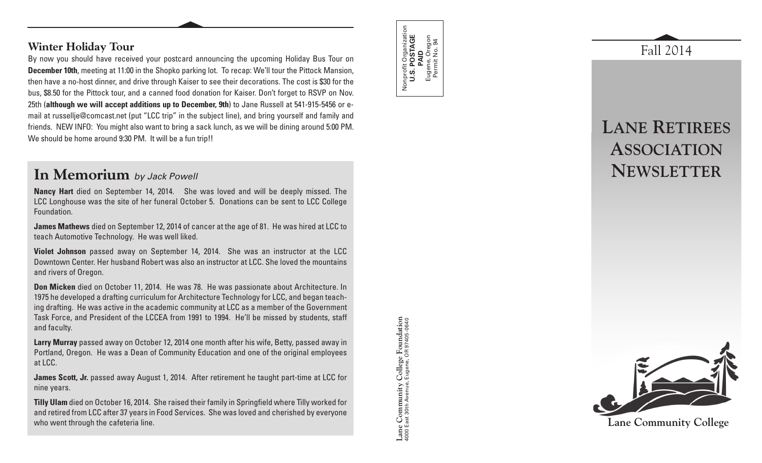## Winter Holiday Tour

By now you should have received your postcard announcing the upcoming Holiday Bus Tour on **December 10th**, meeting at 11:00 in the Shopko parking lot. To recap: We'll tour the Pittock Mansion, then have a no-host dinner, and drive through Kaiser to see their decorations. The cost is $30 for the bus, $8.50 for the Pittock tour, and a canned food donation for Kaiser. Don't forget to RSVP on Nov. 25th (**although we will accept additions up to December, 9th**) to Jane Russell at 541-915-5456 or e-mail at russellje@comcast.net (put "LCC trip" in the subject line), and bring yourself and family and friends. NEW INFO: You might also want to bring a sack lunch, as we will be dining around 5:00 PM. We should be home around 9:30 PM. It will be a fun trip!!

## In Memorium *by Jack Powell*

**Nancy Hart** died on September 14, 2014. She was loved and will be deeply missed. The LCC Longhouse was the site of her funeral October 5. Donations can be sent to LCC College Foundation.

**James Mathews** died on September 12, 2014 of cancer at the age of 81. He was hired at LCC to teach Automotive Technology. He was well liked.

**Violet Johnson** passed away on September 14, 2014. She was an instructor at the LCC Downtown Center. Her husband Robert was also an instructor at LCC. She loved the mountains and rivers of Oregon.

**Don Micken** died on October 11, 2014. He was 78. He was passionate about Architecture. In 1975 he developed a drafting curriculum for Architecture Technology for LCC, and began teaching drafting. He was active in the academic community at LCC as a member of the Government Task Force, and President of the LCCEA from 1991 to 1994. He'll be missed by students, staff and faculty.

**Larry Murray** passed away on October 12, 2014 one month after his wife, Betty, passed away in Portland, Oregon. He was a Dean of Community Education and one of the original employees at LCC.

**James Scott, Jr.** passed away August 1, 2014. After retirement he taught part-time at LCC for nine years.

**Tilly Ulam** died on October 16, 2014. She raised their family in Springfield where Tilly worked for and retired from LCC after 37 years in Food Services. She was loved and cherished by everyone who went through the cafeteria line.

Nonprofit Organization
**U.S. POSTAGE**
**PAID**
Eugene, Oregon
Permit No. 94

**Lane Community College Foundation**
4000 East 30th Avenue, Eugene, OR 97405-0640

Fall 2014

# Lane Retirees Association Newsletter

**Lane Community College**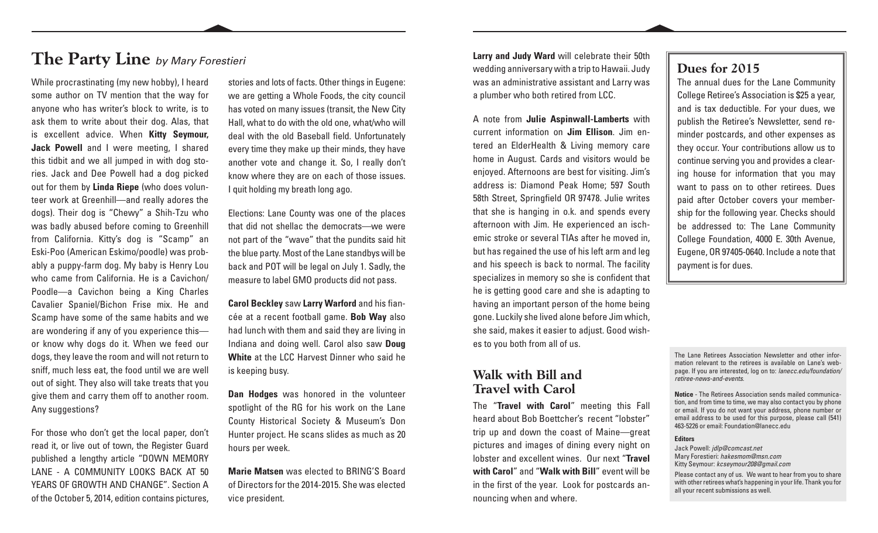## The Party Line *by Mary Forestieri*

While procrastinating (my new hobby), I heard some author on TV mention that the way for anyone who has writer's block to write, is to ask them to write about their dog. Alas, that is excellent advice. When **Kitty Seymour, Jack Powell** and I were meeting, I shared this tidbit and we all jumped in with dog stories. Jack and Dee Powell had a dog picked out for them by **Linda Riepe** (who does volunteer work at Greenhill—and really adores the dogs). Their dog is "Chewy" a Shih-Tzu who was badly abused before coming to Greenhill from California. Kitty's dog is "Scamp" an Eski-Poo (American Eskimo/poodle) was probably a puppy-farm dog. My baby is Henry Lou who came from California. He is a Cavichon/Poodle—a Cavichon being a King Charles Cavalier Spaniel/Bichon Frise mix. He and Scamp have some of the same habits and we are wondering if any of you experience this—or know why dogs do it. When we feed our dogs, they leave the room and will not return to sniff, much less eat, the food until we are well out of sight. They also will take treats that you give them and carry them off to another room. Any suggestions?

For those who don't get the local paper, don't read it, or live out of town, the Register Guard published a lengthy article "DOWN MEMORY LANE - A COMMUNITY LOOKS BACK AT 50 YEARS OF GROWTH AND CHANGE". Section A of the October 5, 2014, edition contains pictures, stories and lots of facts. Other things in Eugene: we are getting a Whole Foods, the city council has voted on many issues (transit, the New City Hall, what to do with the old one, what/who will deal with the old Baseball field. Unfortunately every time they make up their minds, they have another vote and change it. So, I really don't know where they are on each of those issues. I quit holding my breath long ago.

Elections: Lane County was one of the places that did not shellac the democrats—we were not part of the "wave" that the pundits said hit the blue party. Most of the Lane standbys will be back and POT will be legal on July 1. Sadly, the measure to label GMO products did not pass.

**Carol Beckley** saw **Larry Warford** and his fiancée at a recent football game. **Bob Way** also had lunch with them and said they are living in Indiana and doing well. Carol also saw **Doug White** at the LCC Harvest Dinner who said he is keeping busy.

**Dan Hodges** was honored in the volunteer spotlight of the RG for his work on the Lane County Historical Society & Museum's Don Hunter project. He scans slides as much as 20 hours per week.

**Marie Matsen** was elected to BRING'S Board of Directors for the 2014-2015. She was elected vice president.

**Larry and Judy Ward** will celebrate their 50th wedding anniversary with a trip to Hawaii. Judy was an administrative assistant and Larry was a plumber who both retired from LCC.

A note from **Julie Aspinwall-Lamberts** with current information on **Jim Ellison**. Jim entered an ElderHealth & Living memory care home in August. Cards and visitors would be enjoyed. Afternoons are best for visiting. Jim's address is: Diamond Peak Home; 597 South 58th Street, Springfield OR 97478. Julie writes that she is hanging in o.k. and spends every afternoon with Jim. He experienced an ischemic stroke or several TIAs after he moved in, but has regained the use of his left arm and leg and his speech is back to normal. The facility specializes in memory so she is confident that he is getting good care and she is adapting to having an important person of the home being gone. Luckily she lived alone before Jim which, she said, makes it easier to adjust. Good wishes to you both from all of us.

## Walk with Bill and Travel with Carol

The "**Travel with Carol**" meeting this Fall heard about Bob Boettcher's recent "lobster" trip up and down the coast of Maine—great pictures and images of dining every night on lobster and excellent wines. Our next "**Travel with Carol**" and "**Walk with Bill**" event will be in the first of the year. Look for postcards announcing when and where.

## Dues for 2015

The annual dues for the Lane Community College Retiree's Association is $25 a year, and is tax deductible. For your dues, we publish the Retiree's Newsletter, send reminder postcards, and other expenses as they occur. Your contributions allow us to continue serving you and provides a clearing house for information that you may want to pass on to other retirees. Dues paid after October covers your membership for the following year. Checks should be addressed to: The Lane Community College Foundation, 4000 E. 30th Avenue, Eugene, OR 97405-0640. Include a note that payment is for dues.

The Lane Retirees Association Newsletter and other information relevant to the retirees is available on Lane's webpage. If you are interested, log on to: *lanecc.edu/foundation/retiree-news-and-events.*

**Notice** - The Retirees Association sends mailed communication, and from time to time, we may also contact you by phone or email. If you do not want your address, phone number or email address to be used for this purpose, please call (541) 463-5226 or email: Foundation@lanecc.edu

**Editors**

Jack Powell: *jdlp@comcast.net*
Mary Forestieri: *hakesmom@msn.com*
Kitty Seymour: *kcseymour208@gmail.com*

Please contact any of us. We want to hear from you to share with other retirees what's happening in your life. Thank you for all your recent submissions as well.